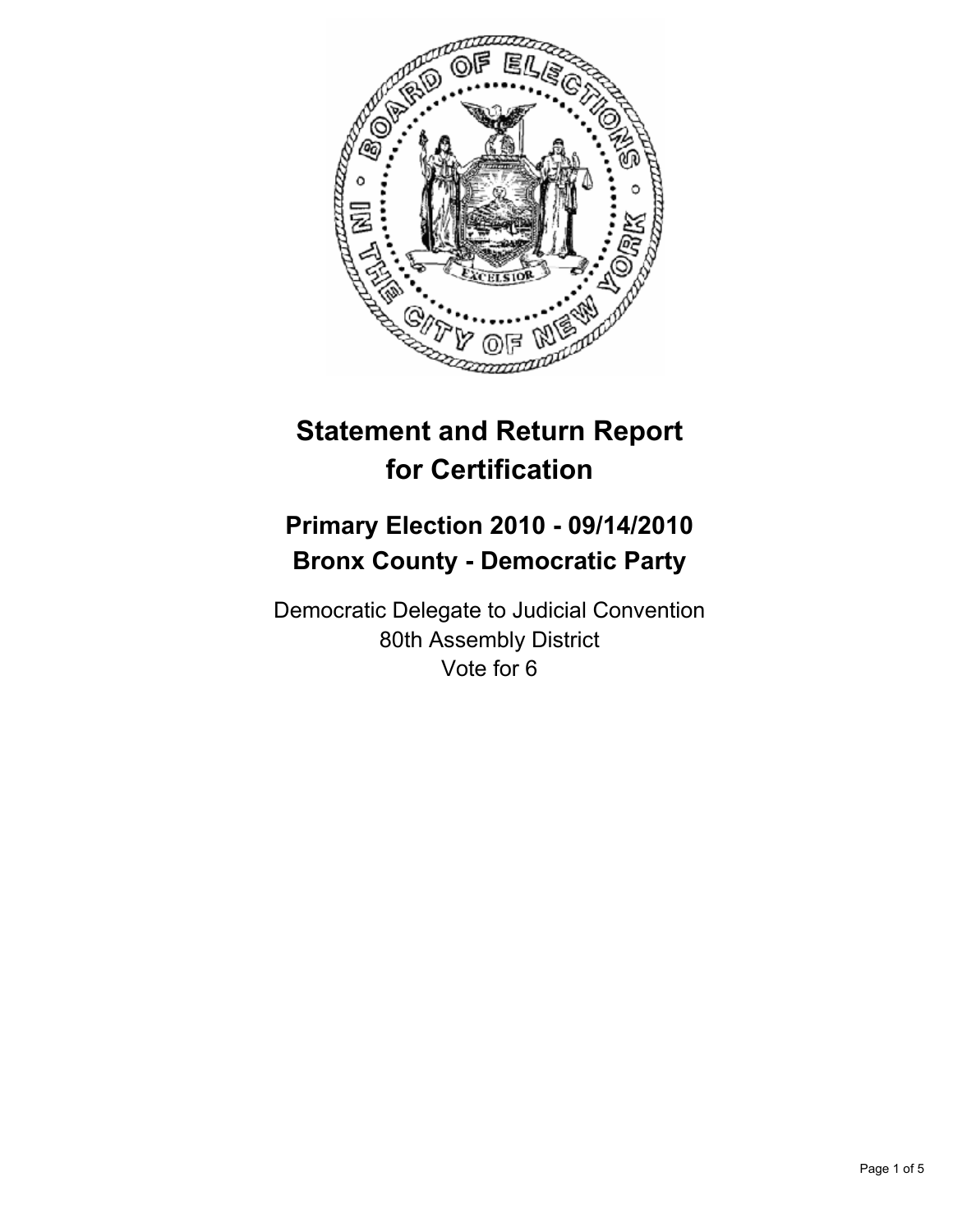# Statement and Return Report for Certification

## Primary Election 2010 - 09/14/2010
## Bronx County - Democratic Party

Democratic Delegate to Judicial Convention
80th Assembly District
Vote for 6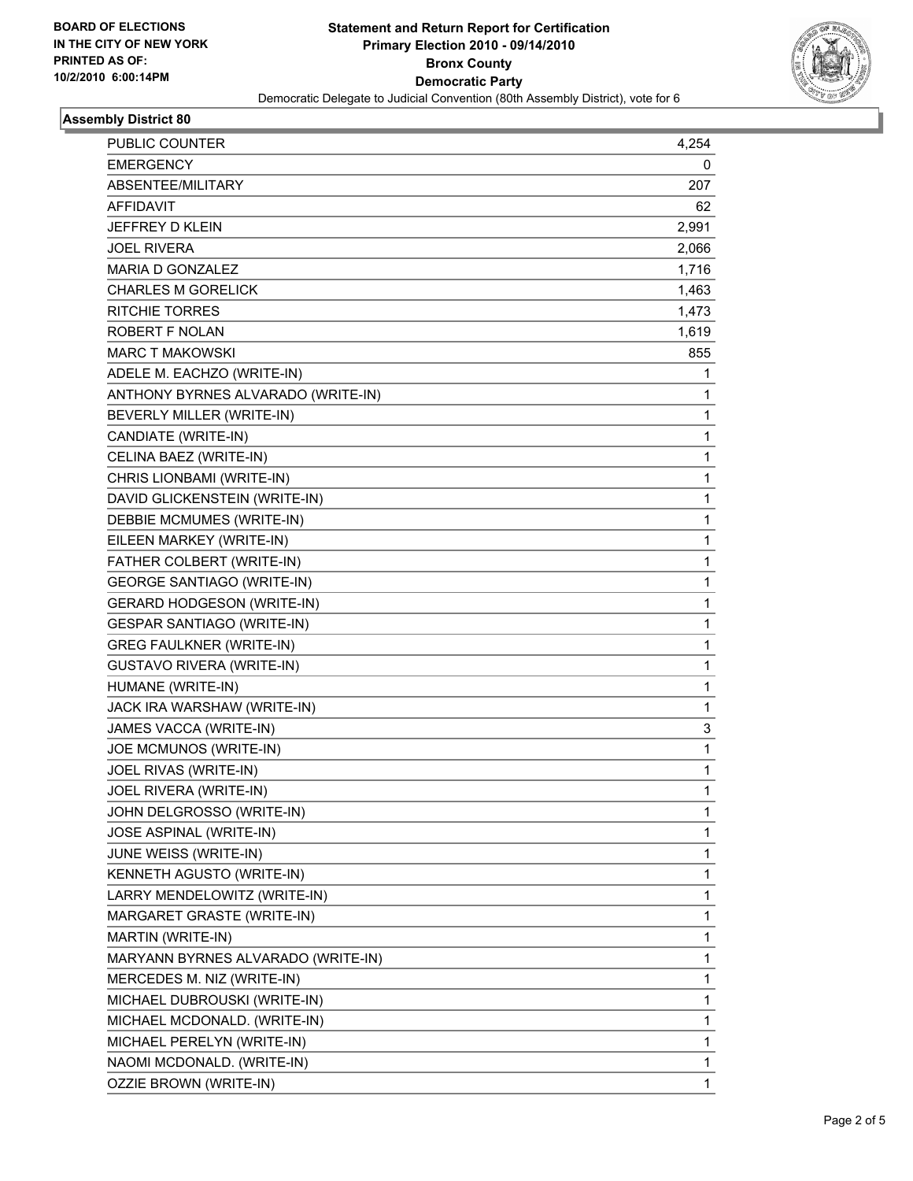BOARD OF ELECTIONS
IN THE CITY OF NEW YORK
PRINTED AS OF:
10/2/2010 6:00:14PM

**Statement and Return Report for Certification**
**Primary Election 2010 - 09/14/2010**
**Bronx County**
**Democratic Party**
Democratic Delegate to Judicial Convention (80th Assembly District), vote for 6

## Assembly District 80

| | |
|---|---|
| PUBLIC COUNTER | 4,254 |
| EMERGENCY | 0 |
| ABSENTEE/MILITARY | 207 |
| AFFIDAVIT | 62 |
| JEFFREY D KLEIN | 2,991 |
| JOEL RIVERA | 2,066 |
| MARIA D GONZALEZ | 1,716 |
| CHARLES M GORELICK | 1,463 |
| RITCHIE TORRES | 1,473 |
| ROBERT F NOLAN | 1,619 |
| MARC T MAKOWSKI | 855 |
| ADELE M. EACHZO (WRITE-IN) | 1 |
| ANTHONY BYRNES ALVARADO (WRITE-IN) | 1 |
| BEVERLY MILLER (WRITE-IN) | 1 |
| CANDIATE (WRITE-IN) | 1 |
| CELINA BAEZ (WRITE-IN) | 1 |
| CHRIS LIONBAMI (WRITE-IN) | 1 |
| DAVID GLICKENSTEIN (WRITE-IN) | 1 |
| DEBBIE MCMUMES (WRITE-IN) | 1 |
| EILEEN MARKEY (WRITE-IN) | 1 |
| FATHER COLBERT (WRITE-IN) | 1 |
| GEORGE SANTIAGO (WRITE-IN) | 1 |
| GERARD HODGESON (WRITE-IN) | 1 |
| GESPAR SANTIAGO (WRITE-IN) | 1 |
| GREG FAULKNER (WRITE-IN) | 1 |
| GUSTAVO RIVERA (WRITE-IN) | 1 |
| HUMANE (WRITE-IN) | 1 |
| JACK IRA WARSHAW (WRITE-IN) | 1 |
| JAMES VACCA (WRITE-IN) | 3 |
| JOE MCMUNOS (WRITE-IN) | 1 |
| JOEL RIVAS (WRITE-IN) | 1 |
| JOEL RIVERA (WRITE-IN) | 1 |
| JOHN DELGROSSO (WRITE-IN) | 1 |
| JOSE ASPINAL (WRITE-IN) | 1 |
| JUNE WEISS (WRITE-IN) | 1 |
| KENNETH AGUSTO (WRITE-IN) | 1 |
| LARRY MENDELOWITZ (WRITE-IN) | 1 |
| MARGARET GRASTE (WRITE-IN) | 1 |
| MARTIN (WRITE-IN) | 1 |
| MARYANN BYRNES ALVARADO (WRITE-IN) | 1 |
| MERCEDES M. NIZ (WRITE-IN) | 1 |
| MICHAEL DUBROUSKI (WRITE-IN) | 1 |
| MICHAEL MCDONALD. (WRITE-IN) | 1 |
| MICHAEL PERELYN (WRITE-IN) | 1 |
| NAOMI MCDONALD. (WRITE-IN) | 1 |
| OZZIE BROWN (WRITE-IN) | 1 |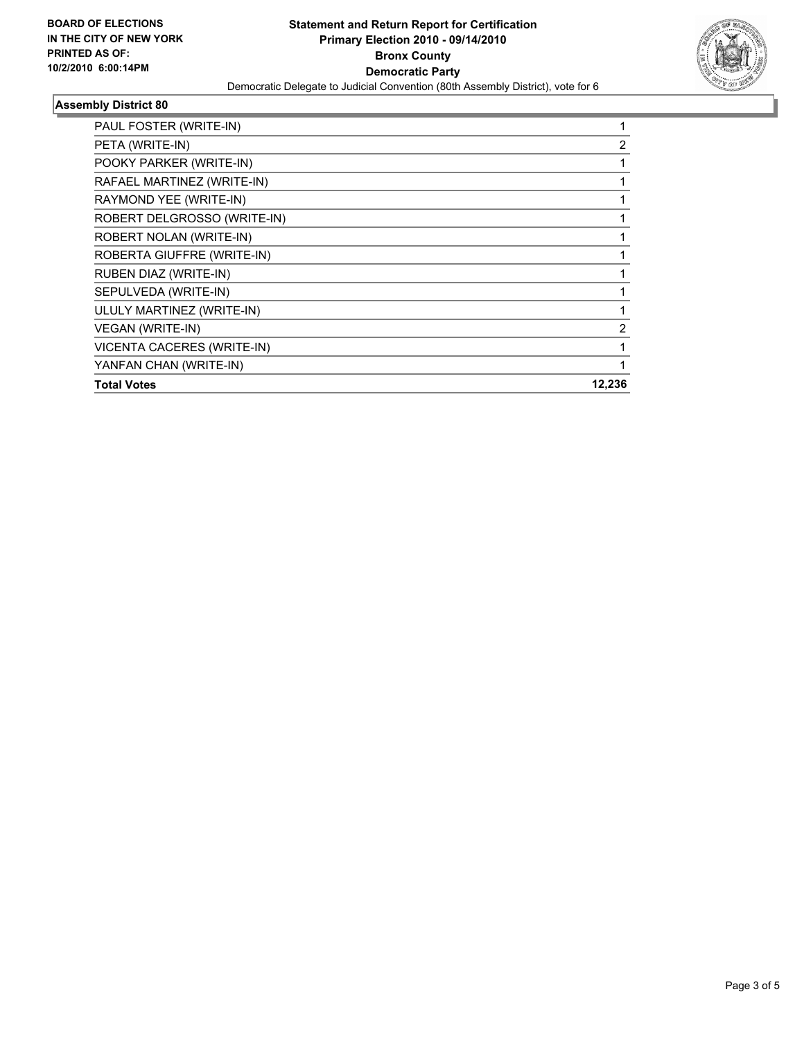**BOARD OF ELECTIONS IN THE CITY OF NEW YORK PRINTED AS OF: 10/2/2010 6:00:14PM**

**Statement and Return Report for Certification**
**Primary Election 2010 - 09/14/2010**
**Bronx County**
**Democratic Party**
Democratic Delegate to Judicial Convention (80th Assembly District), vote for 6

### Assembly District 80

| | |
|---|---|
| PAUL FOSTER (WRITE-IN) | 1 |
| PETA (WRITE-IN) | 2 |
| POOKY PARKER (WRITE-IN) | 1 |
| RAFAEL MARTINEZ (WRITE-IN) | 1 |
| RAYMOND YEE (WRITE-IN) | 1 |
| ROBERT DELGROSSO (WRITE-IN) | 1 |
| ROBERT NOLAN (WRITE-IN) | 1 |
| ROBERTA GIUFFRE (WRITE-IN) | 1 |
| RUBEN DIAZ (WRITE-IN) | 1 |
| SEPULVEDA (WRITE-IN) | 1 |
| ULULY MARTINEZ (WRITE-IN) | 1 |
| VEGAN (WRITE-IN) | 2 |
| VICENTA CACERES (WRITE-IN) | 1 |
| YANFAN CHAN (WRITE-IN) | 1 |
| **Total Votes** | **12,236** |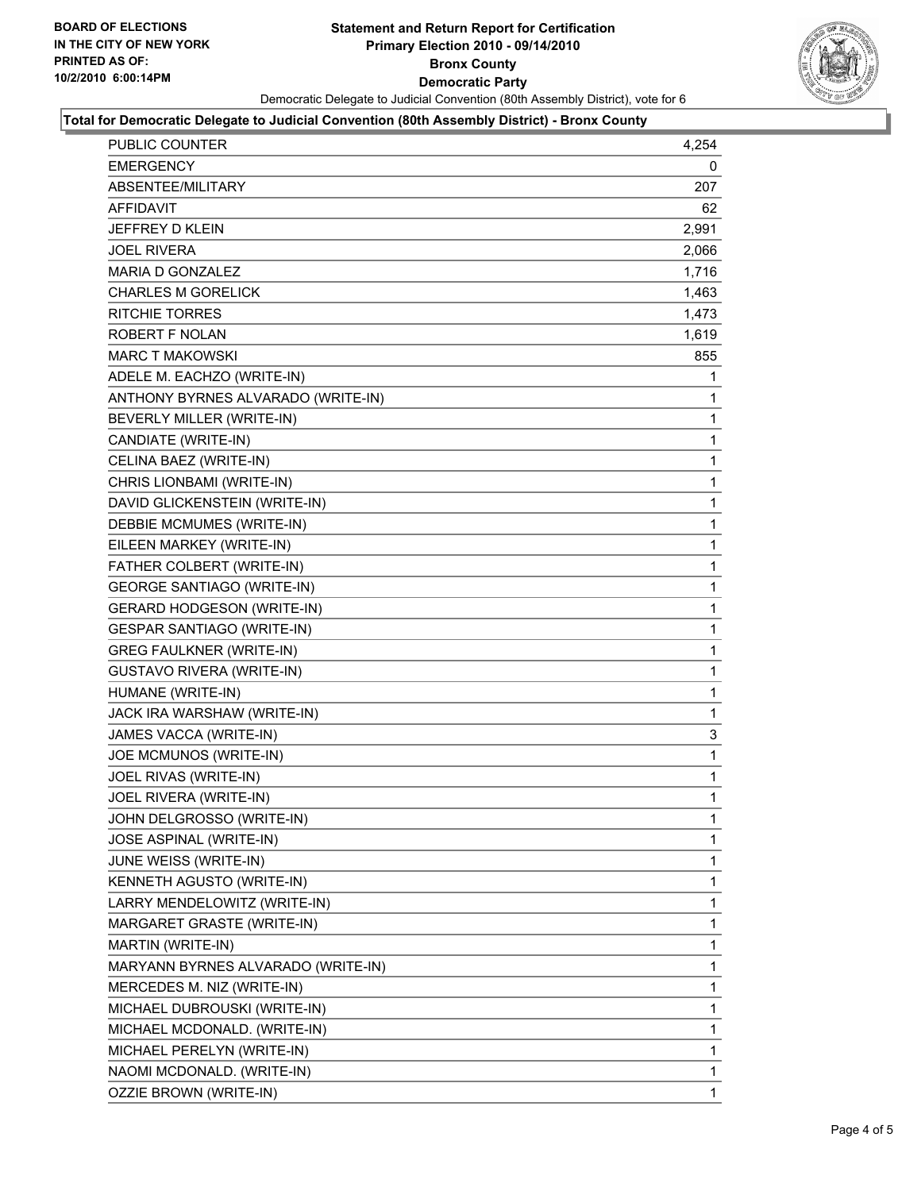BOARD OF ELECTIONS
IN THE CITY OF NEW YORK
PRINTED AS OF:
10/2/2010 6:00:14PM

# Statement and Return Report for Certification
## Primary Election 2010 - 09/14/2010
## Bronx County
## Democratic Party

Democratic Delegate to Judicial Convention (80th Assembly District), vote for 6

**Total for Democratic Delegate to Judicial Convention (80th Assembly District) - Bronx County**

| | |
|---|---|
| PUBLIC COUNTER | 4,254 |
| EMERGENCY | 0 |
| ABSENTEE/MILITARY | 207 |
| AFFIDAVIT | 62 |
| JEFFREY D KLEIN | 2,991 |
| JOEL RIVERA | 2,066 |
| MARIA D GONZALEZ | 1,716 |
| CHARLES M GORELICK | 1,463 |
| RITCHIE TORRES | 1,473 |
| ROBERT F NOLAN | 1,619 |
| MARC T MAKOWSKI | 855 |
| ADELE M. EACHZO (WRITE-IN) | 1 |
| ANTHONY BYRNES ALVARADO (WRITE-IN) | 1 |
| BEVERLY MILLER (WRITE-IN) | 1 |
| CANDIATE (WRITE-IN) | 1 |
| CELINA BAEZ (WRITE-IN) | 1 |
| CHRIS LIONBAMI (WRITE-IN) | 1 |
| DAVID GLICKENSTEIN (WRITE-IN) | 1 |
| DEBBIE MCMUMES (WRITE-IN) | 1 |
| EILEEN MARKEY (WRITE-IN) | 1 |
| FATHER COLBERT (WRITE-IN) | 1 |
| GEORGE SANTIAGO (WRITE-IN) | 1 |
| GERARD HODGESON (WRITE-IN) | 1 |
| GESPAR SANTIAGO (WRITE-IN) | 1 |
| GREG FAULKNER (WRITE-IN) | 1 |
| GUSTAVO RIVERA (WRITE-IN) | 1 |
| HUMANE (WRITE-IN) | 1 |
| JACK IRA WARSHAW (WRITE-IN) | 1 |
| JAMES VACCA (WRITE-IN) | 3 |
| JOE MCMUNOS (WRITE-IN) | 1 |
| JOEL RIVAS (WRITE-IN) | 1 |
| JOEL RIVERA (WRITE-IN) | 1 |
| JOHN DELGROSSO (WRITE-IN) | 1 |
| JOSE ASPINAL (WRITE-IN) | 1 |
| JUNE WEISS (WRITE-IN) | 1 |
| KENNETH AGUSTO (WRITE-IN) | 1 |
| LARRY MENDELOWITZ (WRITE-IN) | 1 |
| MARGARET GRASTE (WRITE-IN) | 1 |
| MARTIN (WRITE-IN) | 1 |
| MARYANN BYRNES ALVARADO (WRITE-IN) | 1 |
| MERCEDES M. NIZ (WRITE-IN) | 1 |
| MICHAEL DUBROUSKI (WRITE-IN) | 1 |
| MICHAEL MCDONALD. (WRITE-IN) | 1 |
| MICHAEL PERELYN (WRITE-IN) | 1 |
| NAOMI MCDONALD. (WRITE-IN) | 1 |
| OZZIE BROWN (WRITE-IN) | 1 |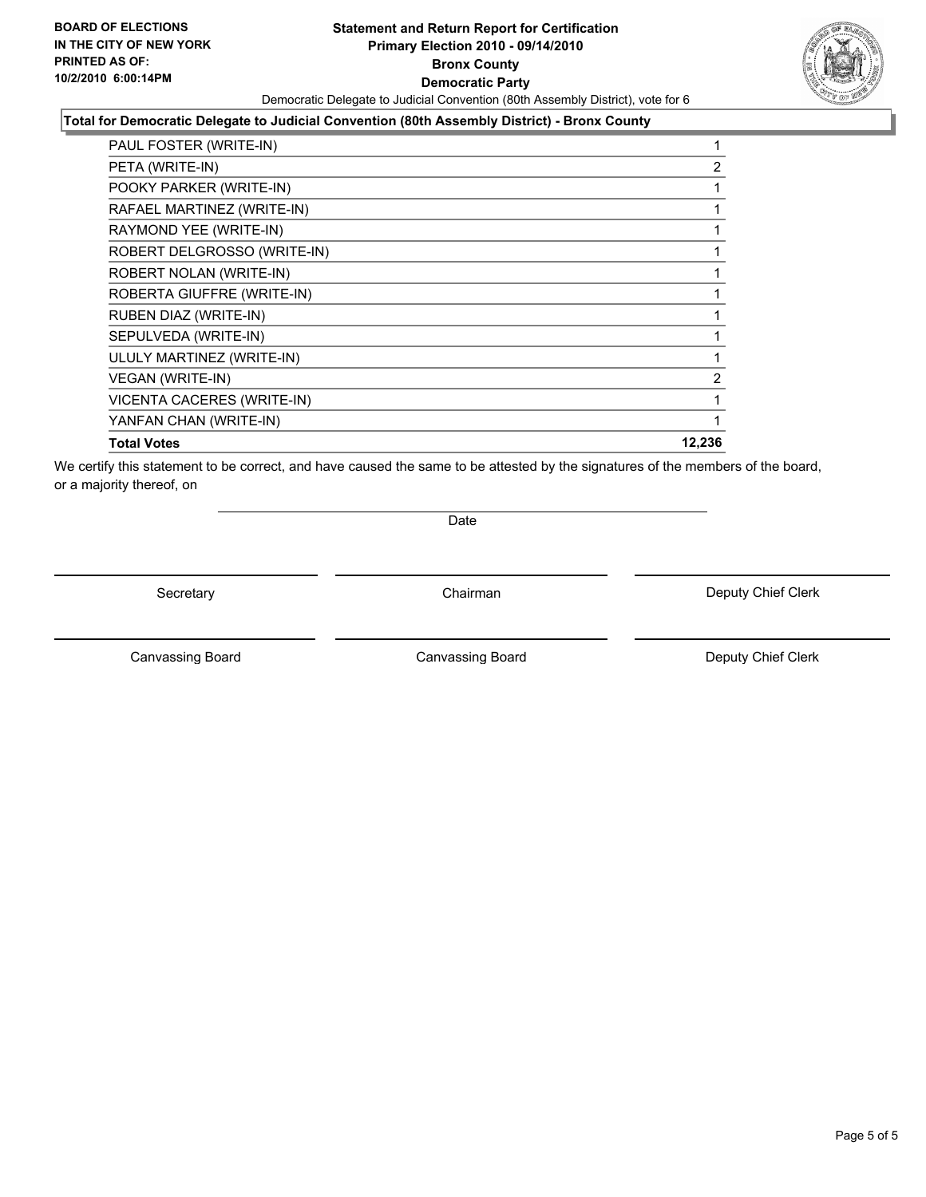**BOARD OF ELECTIONS IN THE CITY OF NEW YORK PRINTED AS OF: 10/2/2010 6:00:14PM**

**Statement and Return Report for Certification**
**Primary Election 2010 - 09/14/2010**
**Bronx County**
**Democratic Party**

Democratic Delegate to Judicial Convention (80th Assembly District), vote for 6

**Total for Democratic Delegate to Judicial Convention (80th Assembly District) - Bronx County**

| | |
|---|---|
| PAUL FOSTER (WRITE-IN) | 1 |
| PETA (WRITE-IN) | 2 |
| POOKY PARKER (WRITE-IN) | 1 |
| RAFAEL MARTINEZ (WRITE-IN) | 1 |
| RAYMOND YEE (WRITE-IN) | 1 |
| ROBERT DELGROSSO (WRITE-IN) | 1 |
| ROBERT NOLAN (WRITE-IN) | 1 |
| ROBERTA GIUFFRE (WRITE-IN) | 1 |
| RUBEN DIAZ (WRITE-IN) | 1 |
| SEPULVEDA (WRITE-IN) | 1 |
| ULULY MARTINEZ (WRITE-IN) | 1 |
| VEGAN (WRITE-IN) | 2 |
| VICENTA CACERES (WRITE-IN) | 1 |
| YANFAN CHAN (WRITE-IN) | 1 |
| **Total Votes** | **12,236** |

We certify this statement to be correct, and have caused the same to be attested by the signatures of the members of the board, or a majority thereof, on

Date

Secretary    Chairman    Deputy Chief Clerk

Canvassing Board    Canvassing Board    Deputy Chief Clerk